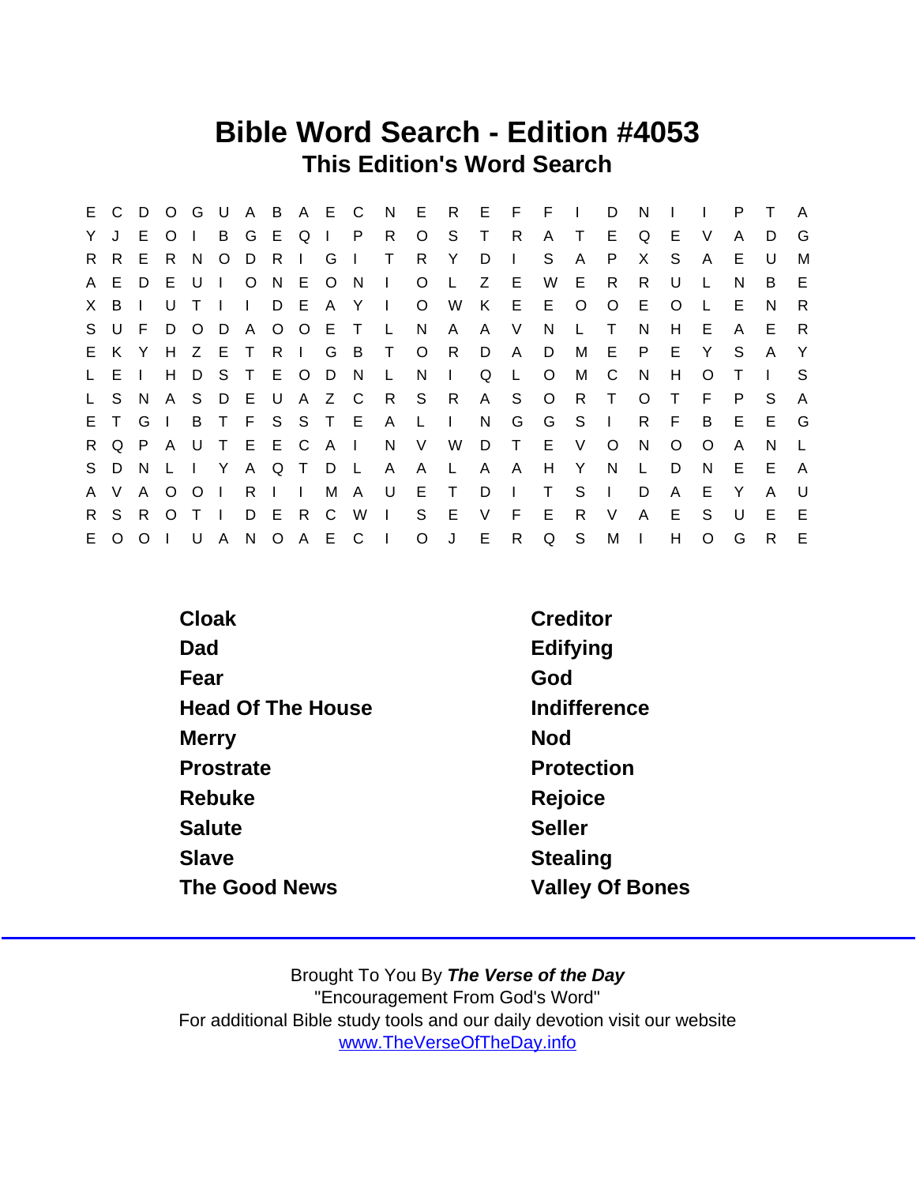# Bible Word Search - Edition #4053

## This Edition's Word Search

```
E C D O G U A B A E C N E R E F F I D N I I P T A
Y J E O I B G E Q I P R O S T R A T E Q E V A D G
R R E R N O D R I G I T R Y D I S A P X S A E U M
A E D E U I O N E O N I O L Z E W E R R U L N B E
X B I U T I I D E A Y I O W K E E O O E O L E N R
S U F D O D A O O E T L N A A V N L T N H E A E R
E K Y H Z E T R I G B T O R D A D M E P E Y S A Y
L E I H D S T E O D N L N I Q L O M C N H O T I S
L S N A S D E U A Z C R S R A S O R T O T F P S A
E T G I B T F S S T E A L I N G G S I R F B E E G
R Q P A U T E E C A I N V W D T E V O N O O A N L
S D N L I Y A Q T D L A A L A A H Y N L D N E E A
A V A O O I R I I M A U E T D I T S I D A E Y A U
R S R O T I D E R C W I S E V F E R V A E S U E E
E O O I U A N O A E C I O J E R Q S M I H O G R E
```

| | |
|---|---|
| Cloak | Creditor |
| Dad | Edifying |
| Fear | God |
| Head Of The House | Indifference |
| Merry | Nod |
| Prostrate | Protection |
| Rebuke | Rejoice |
| Salute | Seller |
| Slave | Stealing |
| The Good News | Valley Of Bones |

Brought To You By ***The Verse of the Day***

"Encouragement From God's Word"

For additional Bible study tools and our daily devotion visit our website

www.TheVerseOfTheDay.info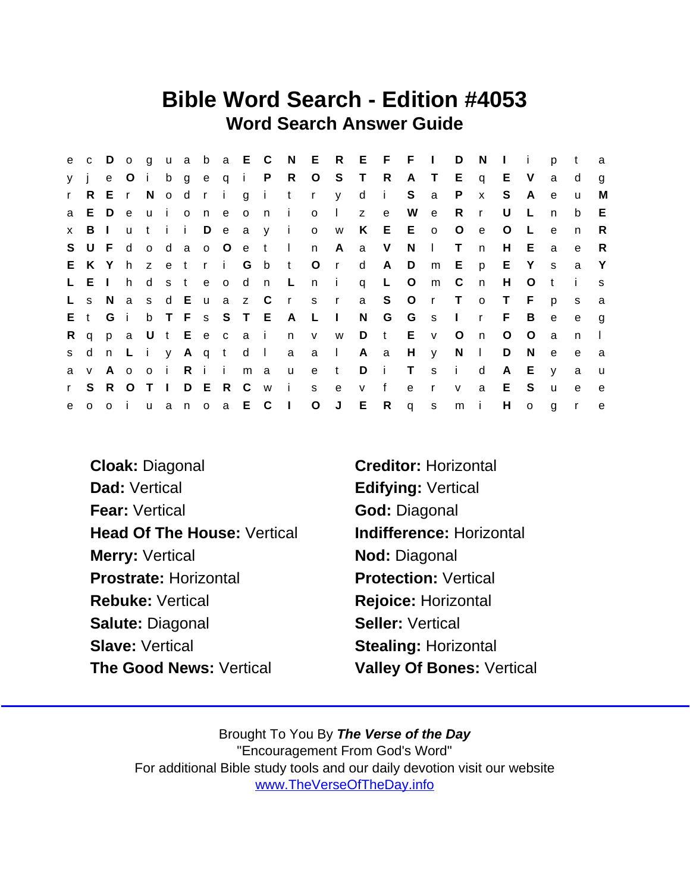# Bible Word Search - Edition #4053

## Word Search Answer Guide

```
e c D o g u a b a E C N E R E F F I D N I i p t a
y j e O i b g e q i P R O S T R A T E q E V a d g
r R E r N o d r i g i t r y d i S a P x S A e u M
a E D e u i o n e o n i o l z e W e R r U L n b E
x B I u t i i D e a y i o w K E E o O e O L e n R
S U F d o d a o O e t l n A a V N l T n H E a e R
E K Y h z e t r i G b t O r d A D m E p E Y s a Y
L E I h d s t e o d n L n i q L O m C n H O t i s
L s N a s d E u a z C r s r a S O r T o T F p s a
E t G i b T F s S T E A L I N G G s I r F B e e g
R q p a U t E e c a i n v w D t E v O n O O a n l
s d n L i y A q t d l a a l A a H y N l D N e e a
a v A o o i R i i m a u e t D i T s i d A E y a u
r S R O T I D E R C w i s e v f e r v a E S u e e
e o o i u a n o a E C I O J E R q s m i H o g r e
```

**Cloak:** Diagonal

**Dad:** Vertical

**Fear:** Vertical

**Head Of The House:** Vertical

**Merry:** Vertical

**Prostrate:** Horizontal

**Rebuke:** Vertical

**Salute:** Diagonal

**Slave:** Vertical

**The Good News:** Vertical

**Creditor:** Horizontal

**Edifying:** Vertical

**God:** Diagonal

**Indifference:** Horizontal

**Nod:** Diagonal

**Protection:** Vertical

**Rejoice:** Horizontal

**Seller:** Vertical

**Stealing:** Horizontal

**Valley Of Bones:** Vertical

Brought To You By ***The Verse of the Day***
"Encouragement From God's Word"
For additional Bible study tools and our daily devotion visit our website
www.TheVerseOfTheDay.info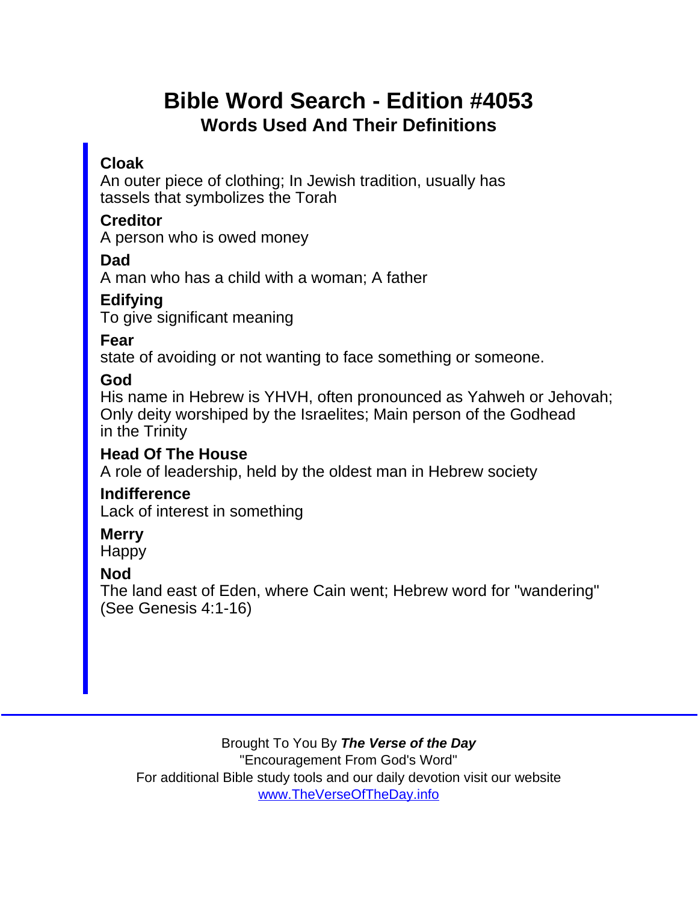# Bible Word Search - Edition #4053

## Words Used And Their Definitions

**Cloak**
An outer piece of clothing; In Jewish tradition, usually has tassels that symbolizes the Torah

**Creditor**
A person who is owed money

**Dad**
A man who has a child with a woman; A father

**Edifying**
To give significant meaning

**Fear**
state of avoiding or not wanting to face something or someone.

**God**
His name in Hebrew is YHVH, often pronounced as Yahweh or Jehovah; Only deity worshiped by the Israelites; Main person of the Godhead in the Trinity

**Head Of The House**
A role of leadership, held by the oldest man in Hebrew society

**Indifference**
Lack of interest in something

**Merry**
Happy

**Nod**
The land east of Eden, where Cain went; Hebrew word for "wandering" (See Genesis 4:1-16)

---

Brought To You By ***The Verse of the Day***
"Encouragement From God's Word"
For additional Bible study tools and our daily devotion visit our website
[www.TheVerseOfTheDay.info](http://www.TheVerseOfTheDay.info)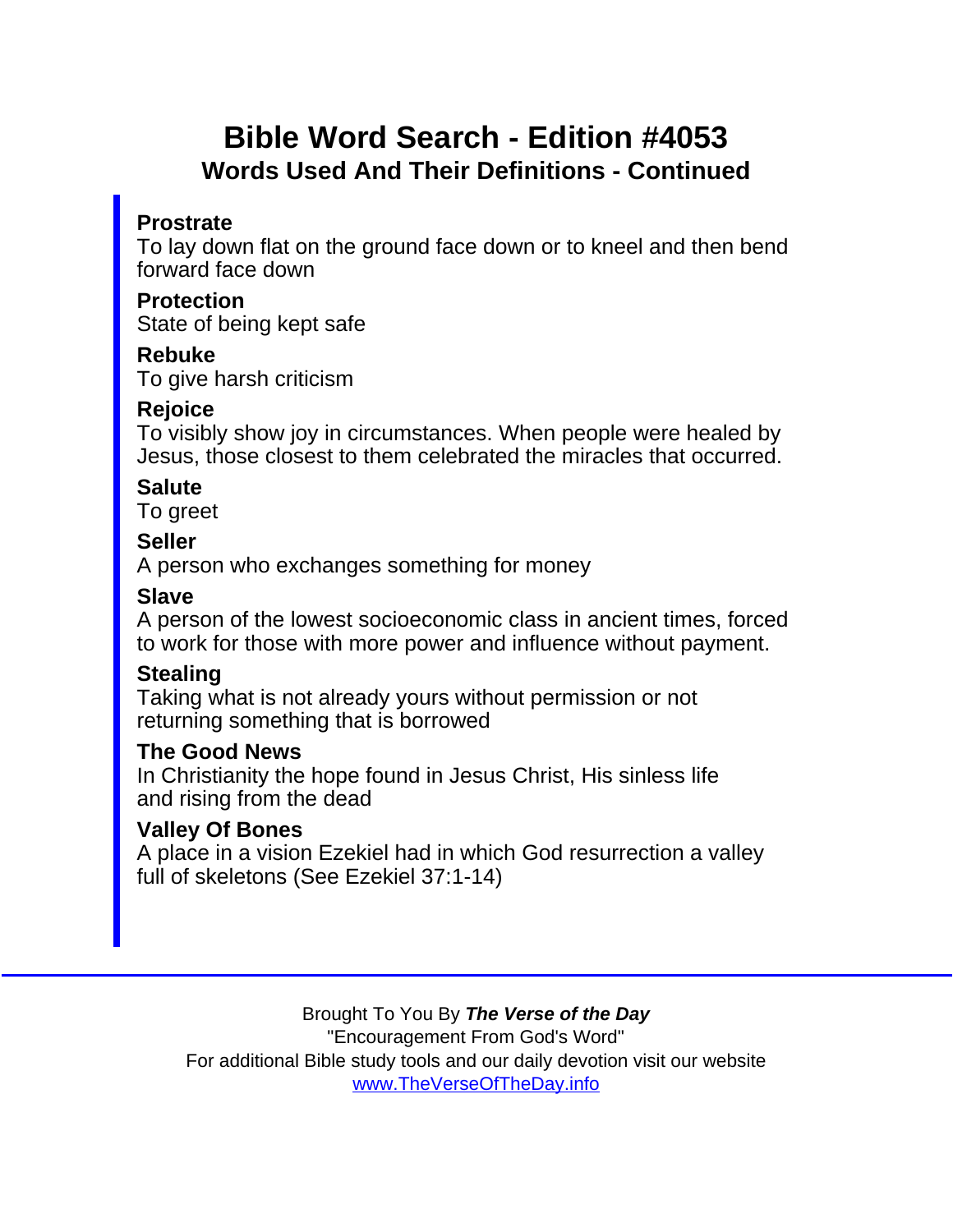# Bible Word Search - Edition #4053

## Words Used And Their Definitions - Continued

**Prostrate**
To lay down flat on the ground face down or to kneel and then bend forward face down

**Protection**
State of being kept safe

**Rebuke**
To give harsh criticism

**Rejoice**
To visibly show joy in circumstances. When people were healed by Jesus, those closest to them celebrated the miracles that occurred.

**Salute**
To greet

**Seller**
A person who exchanges something for money

**Slave**
A person of the lowest socioeconomic class in ancient times, forced to work for those with more power and influence without payment.

**Stealing**
Taking what is not already yours without permission or not returning something that is borrowed

**The Good News**
In Christianity the hope found in Jesus Christ, His sinless life and rising from the dead

**Valley Of Bones**
A place in a vision Ezekiel had in which God resurrection a valley full of skeletons (See Ezekiel 37:1-14)

---

Brought To You By ***The Verse of the Day***
"Encouragement From God's Word"
For additional Bible study tools and our daily devotion visit our website
www.TheVerseOfTheDay.info